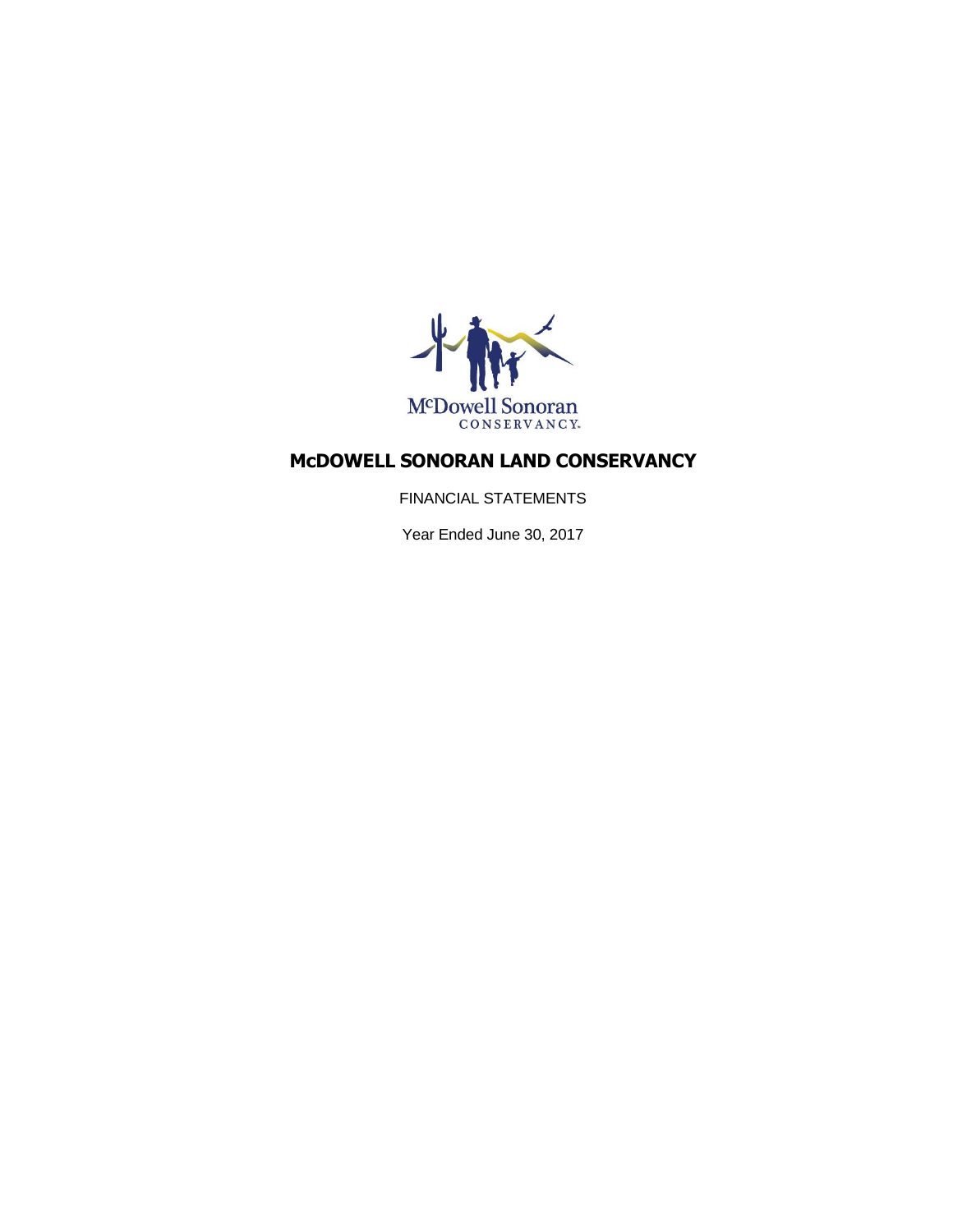# McDOWELL SONORAN LAND CONSERVANCY

FINANCIAL STATEMENTS

Year Ended June 30, 2017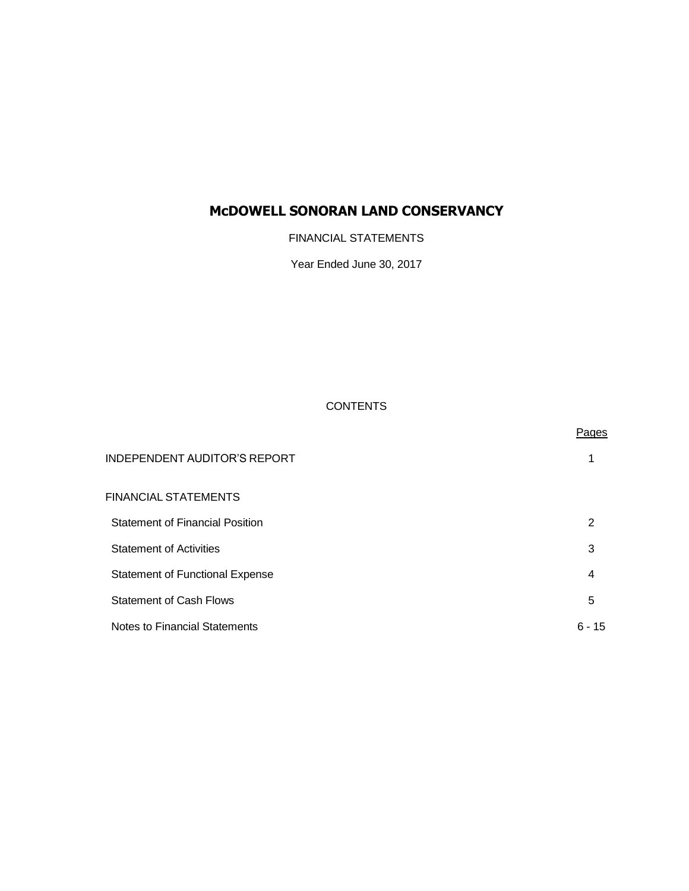# McDOWELL SONORAN LAND CONSERVANCY

FINANCIAL STATEMENTS

Year Ended June 30, 2017

CONTENTS

| | Pages |
|---|---|
| INDEPENDENT AUDITOR'S REPORT | 1 |
| FINANCIAL STATEMENTS | |
| Statement of Financial Position | 2 |
| Statement of Activities | 3 |
| Statement of Functional Expense | 4 |
| Statement of Cash Flows | 5 |
| Notes to Financial Statements | 6 - 15 |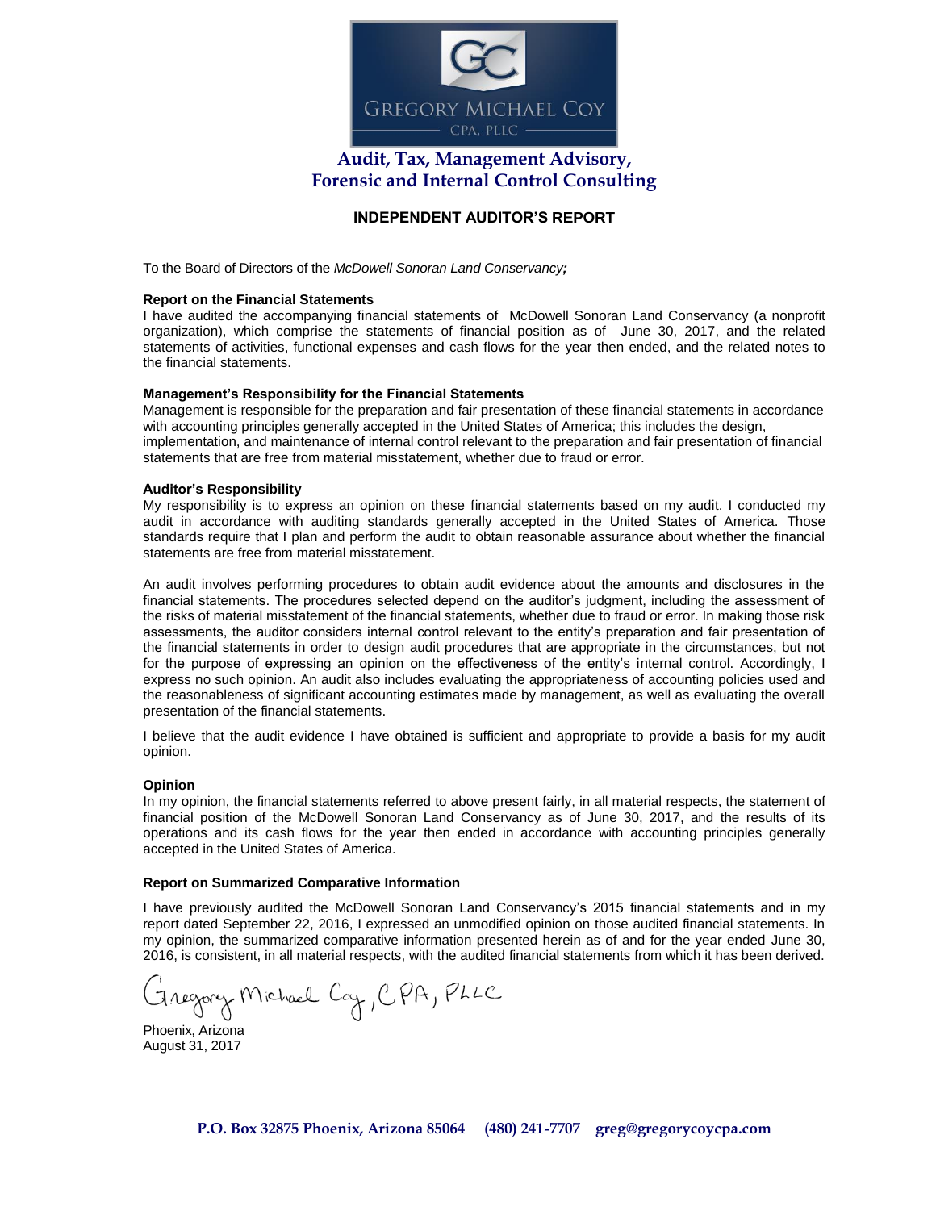GREGORY MICHAEL COY

CPA, PLLC

**Audit, Tax, Management Advisory, Forensic and Internal Control Consulting**

# INDEPENDENT AUDITOR'S REPORT

To the Board of Directors of the *McDowell Sonoran Land Conservancy;*

**Report on the Financial Statements**

I have audited the accompanying financial statements of McDowell Sonoran Land Conservancy (a nonprofit organization), which comprise the statements of financial position as of June 30, 2017, and the related statements of activities, functional expenses and cash flows for the year then ended, and the related notes to the financial statements.

**Management's Responsibility for the Financial Statements**

Management is responsible for the preparation and fair presentation of these financial statements in accordance with accounting principles generally accepted in the United States of America; this includes the design, implementation, and maintenance of internal control relevant to the preparation and fair presentation of financial statements that are free from material misstatement, whether due to fraud or error.

**Auditor's Responsibility**

My responsibility is to express an opinion on these financial statements based on my audit. I conducted my audit in accordance with auditing standards generally accepted in the United States of America. Those standards require that I plan and perform the audit to obtain reasonable assurance about whether the financial statements are free from material misstatement.

An audit involves performing procedures to obtain audit evidence about the amounts and disclosures in the financial statements. The procedures selected depend on the auditor's judgment, including the assessment of the risks of material misstatement of the financial statements, whether due to fraud or error. In making those risk assessments, the auditor considers internal control relevant to the entity's preparation and fair presentation of the financial statements in order to design audit procedures that are appropriate in the circumstances, but not for the purpose of expressing an opinion on the effectiveness of the entity's internal control. Accordingly, I express no such opinion. An audit also includes evaluating the appropriateness of accounting policies used and the reasonableness of significant accounting estimates made by management, as well as evaluating the overall presentation of the financial statements.

I believe that the audit evidence I have obtained is sufficient and appropriate to provide a basis for my audit opinion.

**Opinion**

In my opinion, the financial statements referred to above present fairly, in all material respects, the statement of financial position of the McDowell Sonoran Land Conservancy as of June 30, 2017, and the results of its operations and its cash flows for the year then ended in accordance with accounting principles generally accepted in the United States of America.

**Report on Summarized Comparative Information**

I have previously audited the McDowell Sonoran Land Conservancy's 2015 financial statements and in my report dated September 22, 2016, I expressed an unmodified opinion on those audited financial statements. In my opinion, the summarized comparative information presented herein as of and for the year ended June 30, 2016, is consistent, in all material respects, with the audited financial statements from which it has been derived.

Gregory Michael Coy, CPA, PLLC

Phoenix, Arizona
August 31, 2017

**P.O. Box 32875 Phoenix, Arizona 85064 (480) 241-7707 greg@gregorycoycpa.com**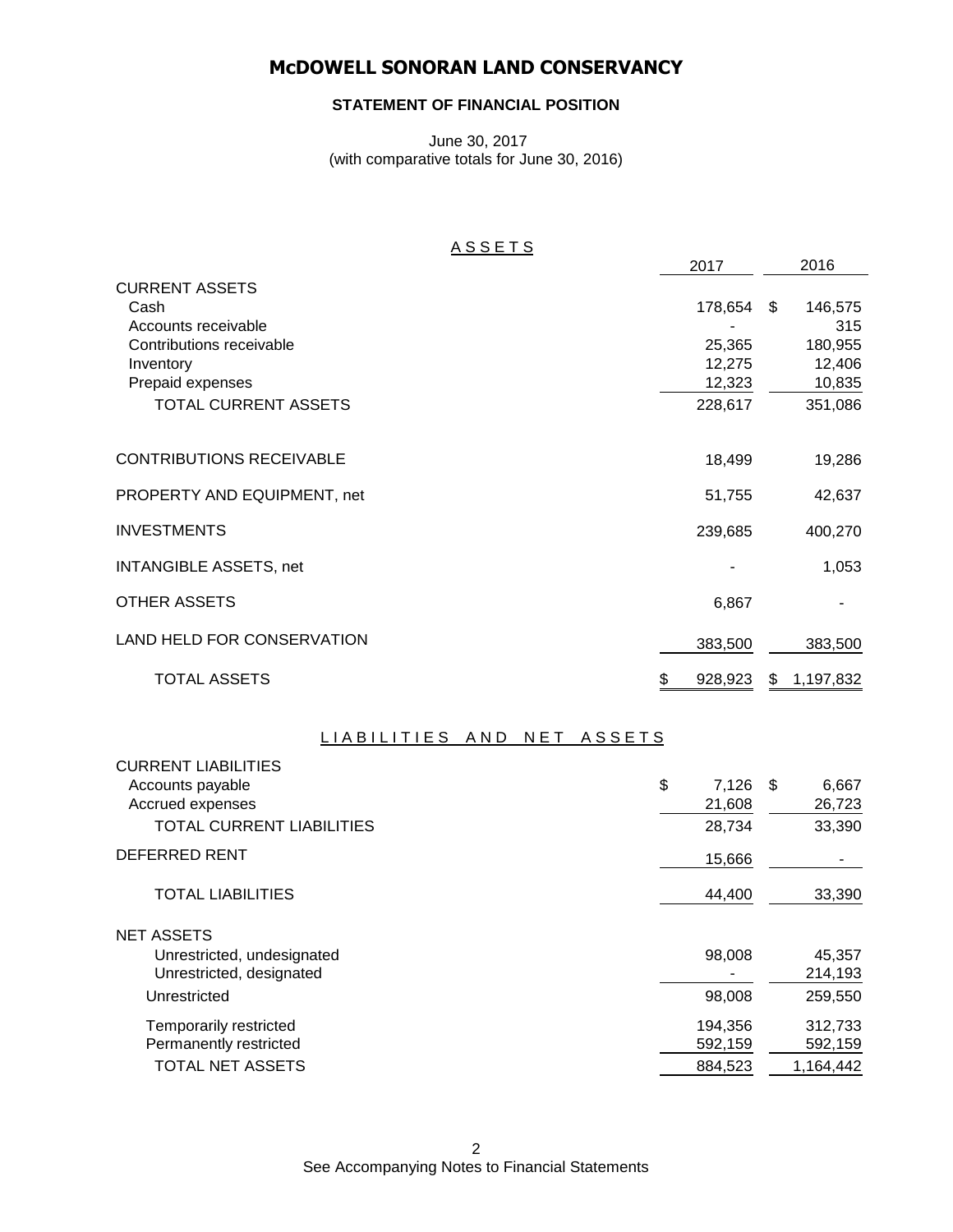# McDOWELL SONORAN LAND CONSERVANCY

## STATEMENT OF FINANCIAL POSITION

June 30, 2017
(with comparative totals for June 30, 2016)

### ASSETS

| | 2017 | 2016 |
|---|---|---|
| CURRENT ASSETS | | |
| Cash | 178,654 | $ 146,575 |
| Accounts receivable | - | 315 |
| Contributions receivable | 25,365 | 180,955 |
| Inventory | 12,275 | 12,406 |
| Prepaid expenses | 12,323 | 10,835 |
| TOTAL CURRENT ASSETS | 228,617 | 351,086 |
| CONTRIBUTIONS RECEIVABLE | 18,499 | 19,286 |
| PROPERTY AND EQUIPMENT, net | 51,755 | 42,637 |
| INVESTMENTS | 239,685 | 400,270 |
| INTANGIBLE ASSETS, net | - | 1,053 |
| OTHER ASSETS | 6,867 | - |
| LAND HELD FOR CONSERVATION | 383,500 | 383,500 |
| TOTAL ASSETS | $ 928,923 | $ 1,197,832 |

### LIABILITIES AND NET ASSETS

| | 2017 | 2016 |
|---|---|---|
| CURRENT LIABILITIES | | |
| Accounts payable | $ 7,126 | $ 6,667 |
| Accrued expenses | 21,608 | 26,723 |
| TOTAL CURRENT LIABILITIES | 28,734 | 33,390 |
| DEFERRED RENT | 15,666 | - |
| TOTAL LIABILITIES | 44,400 | 33,390 |
| NET ASSETS | | |
| Unrestricted, undesignated | 98,008 | 45,357 |
| Unrestricted, designated | - | 214,193 |
| Unrestricted | 98,008 | 259,550 |
| Temporarily restricted | 194,356 | 312,733 |
| Permanently restricted | 592,159 | 592,159 |
| TOTAL NET ASSETS | 884,523 | 1,164,442 |

See Accompanying Notes to Financial Statements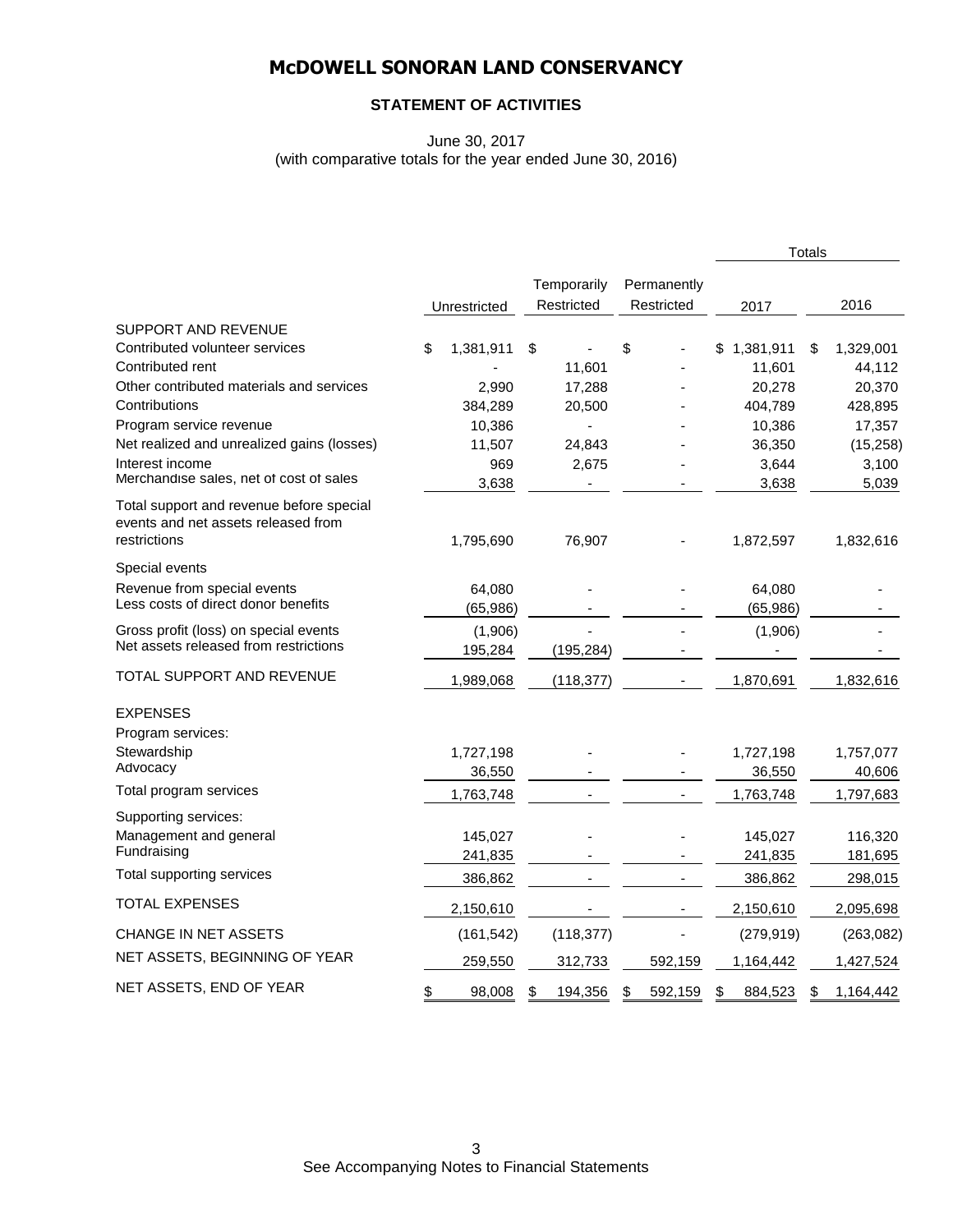# McDOWELL SONORAN LAND CONSERVANCY

## STATEMENT OF ACTIVITIES

June 30, 2017
(with comparative totals for the year ended June 30, 2016)

| | Unrestricted | Temporarily Restricted | Permanently Restricted | Totals 2017 | Totals 2016 |
|---|---|---|---|---|---|
| SUPPORT AND REVENUE | | | | | |
| Contributed volunteer services | $ 1,381,911 | $ - | $ - | $ 1,381,911 | $ 1,329,001 |
| Contributed rent | - | 11,601 | - | 11,601 | 44,112 |
| Other contributed materials and services | 2,990 | 17,288 | - | 20,278 | 20,370 |
| Contributions | 384,289 | 20,500 | - | 404,789 | 428,895 |
| Program service revenue | 10,386 | - | - | 10,386 | 17,357 |
| Net realized and unrealized gains (losses) | 11,507 | 24,843 | - | 36,350 | (15,258) |
| Interest income | 969 | 2,675 | - | 3,644 | 3,100 |
| Merchandise sales, net of cost of sales | 3,638 | - | - | 3,638 | 5,039 |
| Total support and revenue before special events and net assets released from restrictions | 1,795,690 | 76,907 | - | 1,872,597 | 1,832,616 |
| Special events | | | | | |
| Revenue from special events | 64,080 | - | - | 64,080 | - |
| Less costs of direct donor benefits | (65,986) | - | - | (65,986) | - |
| Gross profit (loss) on special events | (1,906) | - | - | (1,906) | - |
| Net assets released from restrictions | 195,284 | (195,284) | - | - | - |
| TOTAL SUPPORT AND REVENUE | 1,989,068 | (118,377) | - | 1,870,691 | 1,832,616 |
| EXPENSES | | | | | |
| Program services: | | | | | |
| Stewardship | 1,727,198 | - | - | 1,727,198 | 1,757,077 |
| Advocacy | 36,550 | - | - | 36,550 | 40,606 |
| Total program services | 1,763,748 | - | - | 1,763,748 | 1,797,683 |
| Supporting services: | | | | | |
| Management and general | 145,027 | - | - | 145,027 | 116,320 |
| Fundraising | 241,835 | - | - | 241,835 | 181,695 |
| Total supporting services | 386,862 | - | - | 386,862 | 298,015 |
| TOTAL EXPENSES | 2,150,610 | - | - | 2,150,610 | 2,095,698 |
| CHANGE IN NET ASSETS | (161,542) | (118,377) | - | (279,919) | (263,082) |
| NET ASSETS, BEGINNING OF YEAR | 259,550 | 312,733 | 592,159 | 1,164,442 | 1,427,524 |
| NET ASSETS, END OF YEAR | $ 98,008 | $ 194,356 | $ 592,159 | $ 884,523 | $ 1,164,442 |

See Accompanying Notes to Financial Statements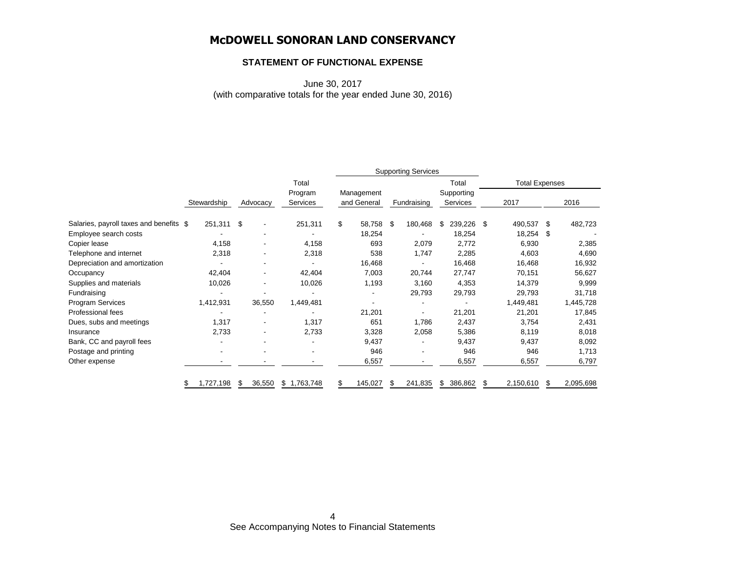# McDOWELL SONORAN LAND CONSERVANCY

## STATEMENT OF FUNCTIONAL EXPENSE

June 30, 2017
(with comparative totals for the year ended June 30, 2016)

| | | | | Supporting Services | | | Total Expenses | |
|---|---|---|---|---|---|---|---|---|
| | Stewardship | Advocacy | Total Program Services | Management and General | Fundraising | Total Supporting Services | 2017 | 2016 |
| Salaries, payroll taxes and benefits | $ 251,311 | $ - | 251,311 | $ 58,758 | $ 180,468 | $ 239,226 | $ 490,537 | $ 482,723 |
| Employee search costs | - | - | - | 18,254 | - | 18,254 | 18,254 | $ - |
| Copier lease | 4,158 | - | 4,158 | 693 | 2,079 | 2,772 | 6,930 | 2,385 |
| Telephone and internet | 2,318 | - | 2,318 | 538 | 1,747 | 2,285 | 4,603 | 4,690 |
| Depreciation and amortization | - | - | - | 16,468 | - | 16,468 | 16,468 | 16,932 |
| Occupancy | 42,404 | - | 42,404 | 7,003 | 20,744 | 27,747 | 70,151 | 56,627 |
| Supplies and materials | 10,026 | - | 10,026 | 1,193 | 3,160 | 4,353 | 14,379 | 9,999 |
| Fundraising | - | - | - | - | 29,793 | 29,793 | 29,793 | 31,718 |
| Program Services | 1,412,931 | 36,550 | 1,449,481 | - | - | - | 1,449,481 | 1,445,728 |
| Professional fees | - | - | - | 21,201 | - | 21,201 | 21,201 | 17,845 |
| Dues, subs and meetings | 1,317 | - | 1,317 | 651 | 1,786 | 2,437 | 3,754 | 2,431 |
| Insurance | 2,733 | - | 2,733 | 3,328 | 2,058 | 5,386 | 8,119 | 8,018 |
| Bank, CC and payroll fees | - | - | - | 9,437 | - | 9,437 | 9,437 | 8,092 |
| Postage and printing | - | - | - | 946 | - | 946 | 946 | 1,713 |
| Other expense | - | - | - | 6,557 | - | 6,557 | 6,557 | 6,797 |
| | $ 1,727,198 | $ 36,550 | $ 1,763,748 | $ 145,027 | $ 241,835 | $ 386,862 | $ 2,150,610 | $ 2,095,698 |

See Accompanying Notes to Financial Statements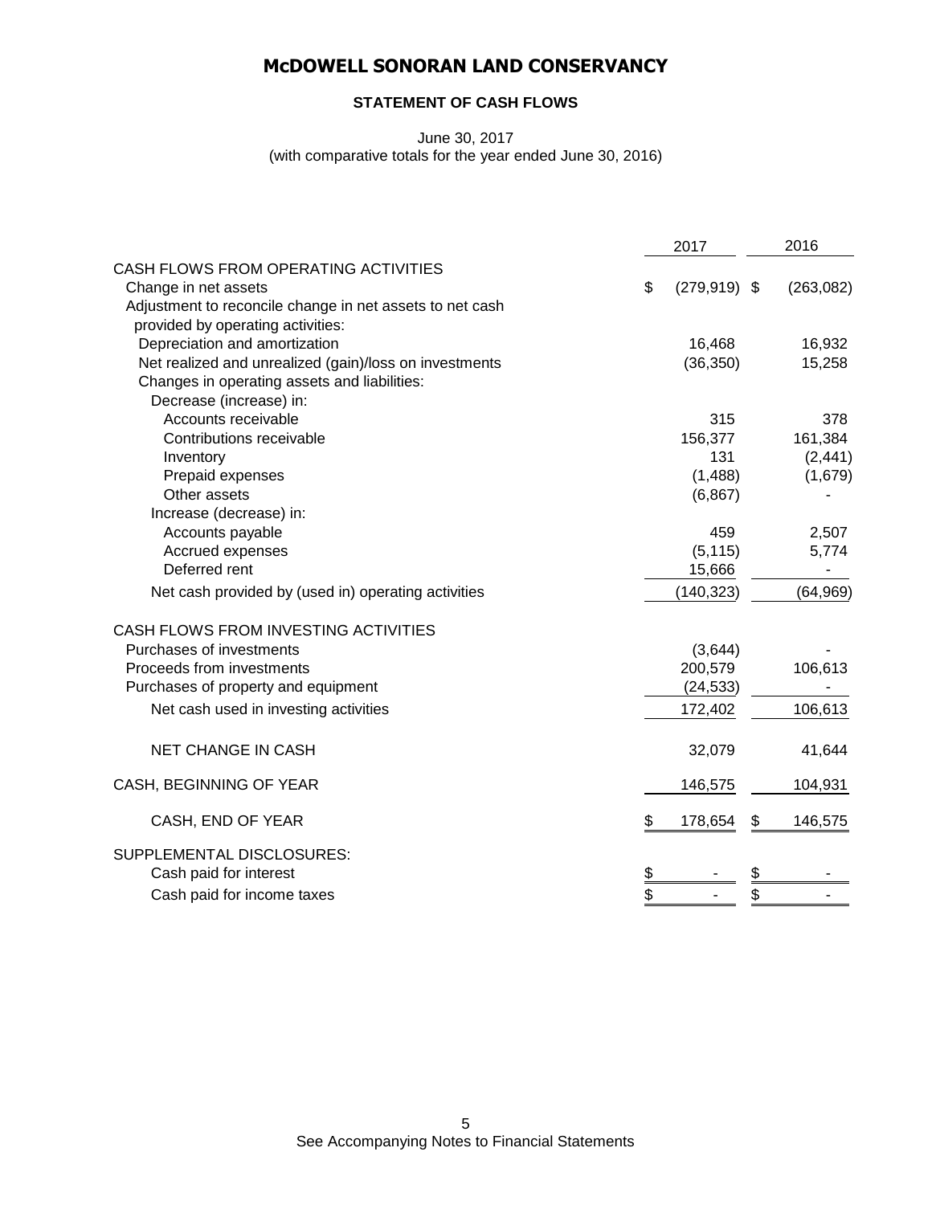# McDOWELL SONORAN LAND CONSERVANCY

## STATEMENT OF CASH FLOWS

June 30, 2017
(with comparative totals for the year ended June 30, 2016)

| | 2017 | 2016 |
|---|---|---|
| CASH FLOWS FROM OPERATING ACTIVITIES | | |
| Change in net assets | $ (279,919) | $ (263,082) |
| Adjustment to reconcile change in net assets to net cash provided by operating activities: | | |
| Depreciation and amortization | 16,468 | 16,932 |
| Net realized and unrealized (gain)/loss on investments | (36,350) | 15,258 |
| Changes in operating assets and liabilities: | | |
| Decrease (increase) in: | | |
| Accounts receivable | 315 | 378 |
| Contributions receivable | 156,377 | 161,384 |
| Inventory | 131 | (2,441) |
| Prepaid expenses | (1,488) | (1,679) |
| Other assets | (6,867) | - |
| Increase (decrease) in: | | |
| Accounts payable | 459 | 2,507 |
| Accrued expenses | (5,115) | 5,774 |
| Deferred rent | 15,666 | - |
| Net cash provided by (used in) operating activities | (140,323) | (64,969) |
| CASH FLOWS FROM INVESTING ACTIVITIES | | |
| Purchases of investments | (3,644) | - |
| Proceeds from investments | 200,579 | 106,613 |
| Purchases of property and equipment | (24,533) | - |
| Net cash used in investing activities | 172,402 | 106,613 |
| NET CHANGE IN CASH | 32,079 | 41,644 |
| CASH, BEGINNING OF YEAR | 146,575 | 104,931 |
| CASH, END OF YEAR | $ 178,654 | $ 146,575 |
| SUPPLEMENTAL DISCLOSURES: | | |
| Cash paid for interest | $ - | $ - |
| Cash paid for income taxes | $ - | $ - |

See Accompanying Notes to Financial Statements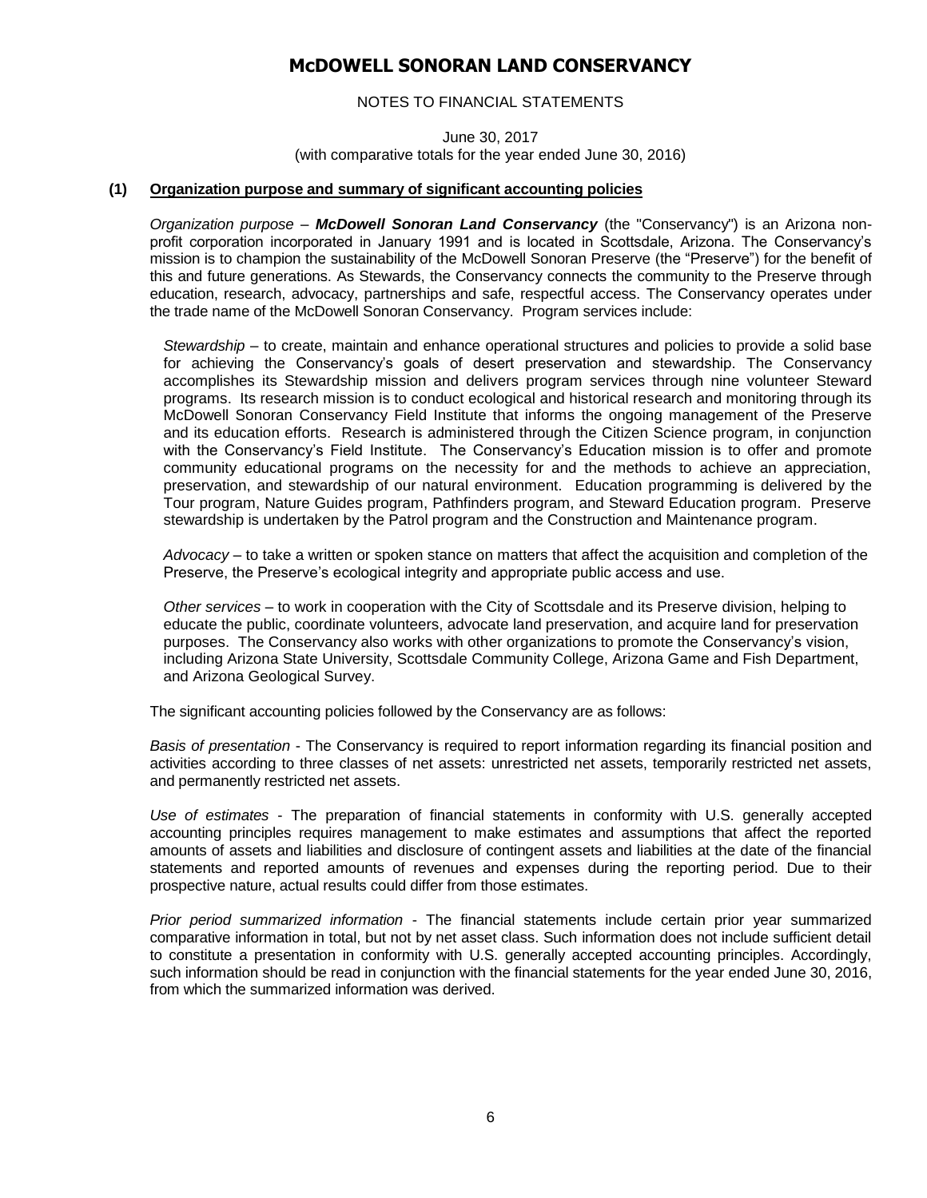# McDOWELL SONORAN LAND CONSERVANCY

NOTES TO FINANCIAL STATEMENTS

June 30, 2017
(with comparative totals for the year ended June 30, 2016)

## (1) Organization purpose and summary of significant accounting policies

*Organization purpose* – ***McDowell Sonoran Land Conservancy*** (the "Conservancy") is an Arizona non-profit corporation incorporated in January 1991 and is located in Scottsdale, Arizona. The Conservancy's mission is to champion the sustainability of the McDowell Sonoran Preserve (the "Preserve") for the benefit of this and future generations. As Stewards, the Conservancy connects the community to the Preserve through education, research, advocacy, partnerships and safe, respectful access. The Conservancy operates under the trade name of the McDowell Sonoran Conservancy. Program services include:

*Stewardship* – to create, maintain and enhance operational structures and policies to provide a solid base for achieving the Conservancy's goals of desert preservation and stewardship. The Conservancy accomplishes its Stewardship mission and delivers program services through nine volunteer Steward programs. Its research mission is to conduct ecological and historical research and monitoring through its McDowell Sonoran Conservancy Field Institute that informs the ongoing management of the Preserve and its education efforts. Research is administered through the Citizen Science program, in conjunction with the Conservancy's Field Institute. The Conservancy's Education mission is to offer and promote community educational programs on the necessity for and the methods to achieve an appreciation, preservation, and stewardship of our natural environment. Education programming is delivered by the Tour program, Nature Guides program, Pathfinders program, and Steward Education program. Preserve stewardship is undertaken by the Patrol program and the Construction and Maintenance program.

*Advocacy* – to take a written or spoken stance on matters that affect the acquisition and completion of the Preserve, the Preserve's ecological integrity and appropriate public access and use.

*Other services* – to work in cooperation with the City of Scottsdale and its Preserve division, helping to educate the public, coordinate volunteers, advocate land preservation, and acquire land for preservation purposes. The Conservancy also works with other organizations to promote the Conservancy's vision, including Arizona State University, Scottsdale Community College, Arizona Game and Fish Department, and Arizona Geological Survey.

The significant accounting policies followed by the Conservancy are as follows:

*Basis of presentation* - The Conservancy is required to report information regarding its financial position and activities according to three classes of net assets: unrestricted net assets, temporarily restricted net assets, and permanently restricted net assets.

*Use of estimates* - The preparation of financial statements in conformity with U.S. generally accepted accounting principles requires management to make estimates and assumptions that affect the reported amounts of assets and liabilities and disclosure of contingent assets and liabilities at the date of the financial statements and reported amounts of revenues and expenses during the reporting period. Due to their prospective nature, actual results could differ from those estimates.

*Prior period summarized information* - The financial statements include certain prior year summarized comparative information in total, but not by net asset class. Such information does not include sufficient detail to constitute a presentation in conformity with U.S. generally accepted accounting principles. Accordingly, such information should be read in conjunction with the financial statements for the year ended June 30, 2016, from which the summarized information was derived.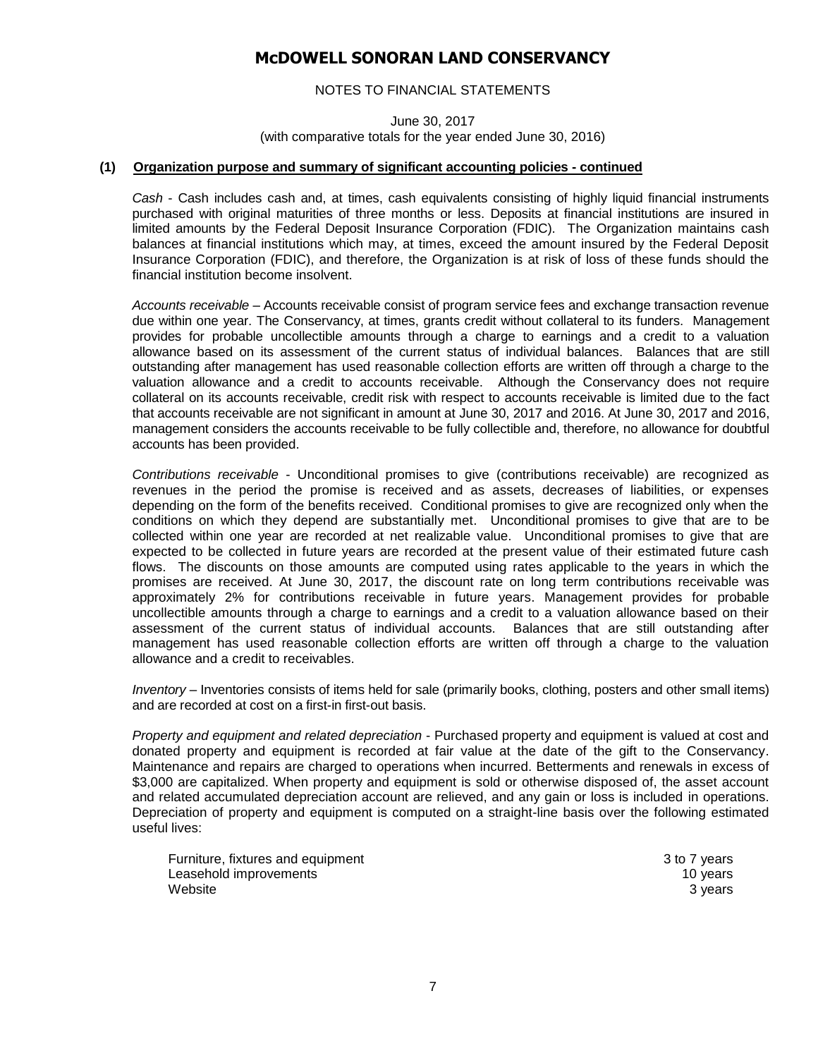# McDOWELL SONORAN LAND CONSERVANCY

NOTES TO FINANCIAL STATEMENTS

June 30, 2017
(with comparative totals for the year ended June 30, 2016)

**(1) Organization purpose and summary of significant accounting policies - continued**

*Cash* - Cash includes cash and, at times, cash equivalents consisting of highly liquid financial instruments purchased with original maturities of three months or less. Deposits at financial institutions are insured in limited amounts by the Federal Deposit Insurance Corporation (FDIC). The Organization maintains cash balances at financial institutions which may, at times, exceed the amount insured by the Federal Deposit Insurance Corporation (FDIC), and therefore, the Organization is at risk of loss of these funds should the financial institution become insolvent.

*Accounts receivable* – Accounts receivable consist of program service fees and exchange transaction revenue due within one year. The Conservancy, at times, grants credit without collateral to its funders. Management provides for probable uncollectible amounts through a charge to earnings and a credit to a valuation allowance based on its assessment of the current status of individual balances. Balances that are still outstanding after management has used reasonable collection efforts are written off through a charge to the valuation allowance and a credit to accounts receivable. Although the Conservancy does not require collateral on its accounts receivable, credit risk with respect to accounts receivable is limited due to the fact that accounts receivable are not significant in amount at June 30, 2017 and 2016. At June 30, 2017 and 2016, management considers the accounts receivable to be fully collectible and, therefore, no allowance for doubtful accounts has been provided.

*Contributions receivable* - Unconditional promises to give (contributions receivable) are recognized as revenues in the period the promise is received and as assets, decreases of liabilities, or expenses depending on the form of the benefits received. Conditional promises to give are recognized only when the conditions on which they depend are substantially met. Unconditional promises to give that are to be collected within one year are recorded at net realizable value. Unconditional promises to give that are expected to be collected in future years are recorded at the present value of their estimated future cash flows. The discounts on those amounts are computed using rates applicable to the years in which the promises are received. At June 30, 2017, the discount rate on long term contributions receivable was approximately 2% for contributions receivable in future years. Management provides for probable uncollectible amounts through a charge to earnings and a credit to a valuation allowance based on their assessment of the current status of individual accounts. Balances that are still outstanding after management has used reasonable collection efforts are written off through a charge to the valuation allowance and a credit to receivables.

*Inventory* – Inventories consists of items held for sale (primarily books, clothing, posters and other small items) and are recorded at cost on a first-in first-out basis.

*Property and equipment and related depreciation* - Purchased property and equipment is valued at cost and donated property and equipment is recorded at fair value at the date of the gift to the Conservancy. Maintenance and repairs are charged to operations when incurred. Betterments and renewals in excess of $3,000 are capitalized. When property and equipment is sold or otherwise disposed of, the asset account and related accumulated depreciation account are relieved, and any gain or loss is included in operations. Depreciation of property and equipment is computed on a straight-line basis over the following estimated useful lives:

| | |
|---|---|
| Furniture, fixtures and equipment | 3 to 7 years |
| Leasehold improvements | 10 years |
| Website | 3 years |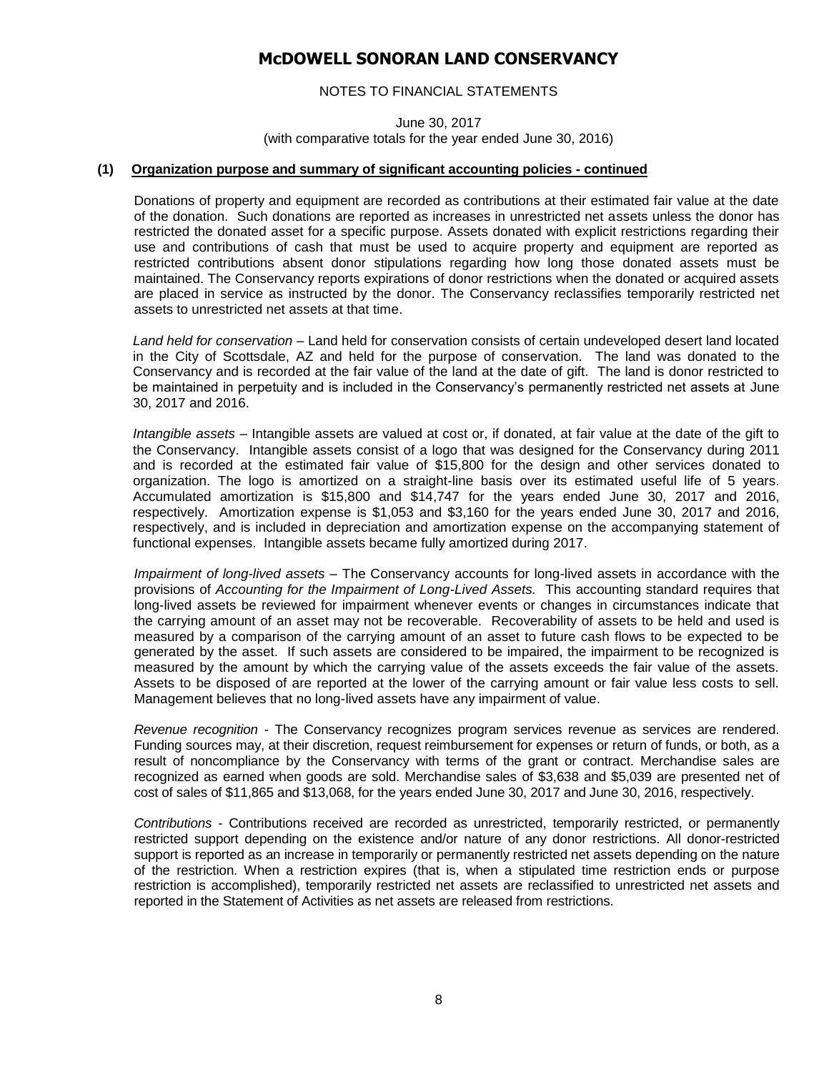# McDOWELL SONORAN LAND CONSERVANCY

NOTES TO FINANCIAL STATEMENTS

June 30, 2017
(with comparative totals for the year ended June 30, 2016)

**(1) Organization purpose and summary of significant accounting policies - continued**

Donations of property and equipment are recorded as contributions at their estimated fair value at the date of the donation. Such donations are reported as increases in unrestricted net assets unless the donor has restricted the donated asset for a specific purpose. Assets donated with explicit restrictions regarding their use and contributions of cash that must be used to acquire property and equipment are reported as restricted contributions absent donor stipulations regarding how long those donated assets must be maintained. The Conservancy reports expirations of donor restrictions when the donated or acquired assets are placed in service as instructed by the donor. The Conservancy reclassifies temporarily restricted net assets to unrestricted net assets at that time.

*Land held for conservation* – Land held for conservation consists of certain undeveloped desert land located in the City of Scottsdale, AZ and held for the purpose of conservation. The land was donated to the Conservancy and is recorded at the fair value of the land at the date of gift. The land is donor restricted to be maintained in perpetuity and is included in the Conservancy's permanently restricted net assets at June 30, 2017 and 2016.

*Intangible assets* – Intangible assets are valued at cost or, if donated, at fair value at the date of the gift to the Conservancy. Intangible assets consist of a logo that was designed for the Conservancy during 2011 and is recorded at the estimated fair value of $15,800 for the design and other services donated to organization. The logo is amortized on a straight-line basis over its estimated useful life of 5 years. Accumulated amortization is $15,800 and $14,747 for the years ended June 30, 2017 and 2016, respectively. Amortization expense is $1,053 and $3,160 for the years ended June 30, 2017 and 2016, respectively, and is included in depreciation and amortization expense on the accompanying statement of functional expenses. Intangible assets became fully amortized during 2017.

*Impairment of long-lived assets* – The Conservancy accounts for long-lived assets in accordance with the provisions of *Accounting for the Impairment of Long-Lived Assets.* This accounting standard requires that long-lived assets be reviewed for impairment whenever events or changes in circumstances indicate that the carrying amount of an asset may not be recoverable. Recoverability of assets to be held and used is measured by a comparison of the carrying amount of an asset to future cash flows to be expected to be generated by the asset. If such assets are considered to be impaired, the impairment to be recognized is measured by the amount by which the carrying value of the assets exceeds the fair value of the assets. Assets to be disposed of are reported at the lower of the carrying amount or fair value less costs to sell. Management believes that no long-lived assets have any impairment of value.

*Revenue recognition* - The Conservancy recognizes program services revenue as services are rendered. Funding sources may, at their discretion, request reimbursement for expenses or return of funds, or both, as a result of noncompliance by the Conservancy with terms of the grant or contract. Merchandise sales are recognized as earned when goods are sold. Merchandise sales of $3,638 and $5,039 are presented net of cost of sales of $11,865 and $13,068, for the years ended June 30, 2017 and June 30, 2016, respectively.

*Contributions* - Contributions received are recorded as unrestricted, temporarily restricted, or permanently restricted support depending on the existence and/or nature of any donor restrictions. All donor-restricted support is reported as an increase in temporarily or permanently restricted net assets depending on the nature of the restriction. When a restriction expires (that is, when a stipulated time restriction ends or purpose restriction is accomplished), temporarily restricted net assets are reclassified to unrestricted net assets and reported in the Statement of Activities as net assets are released from restrictions.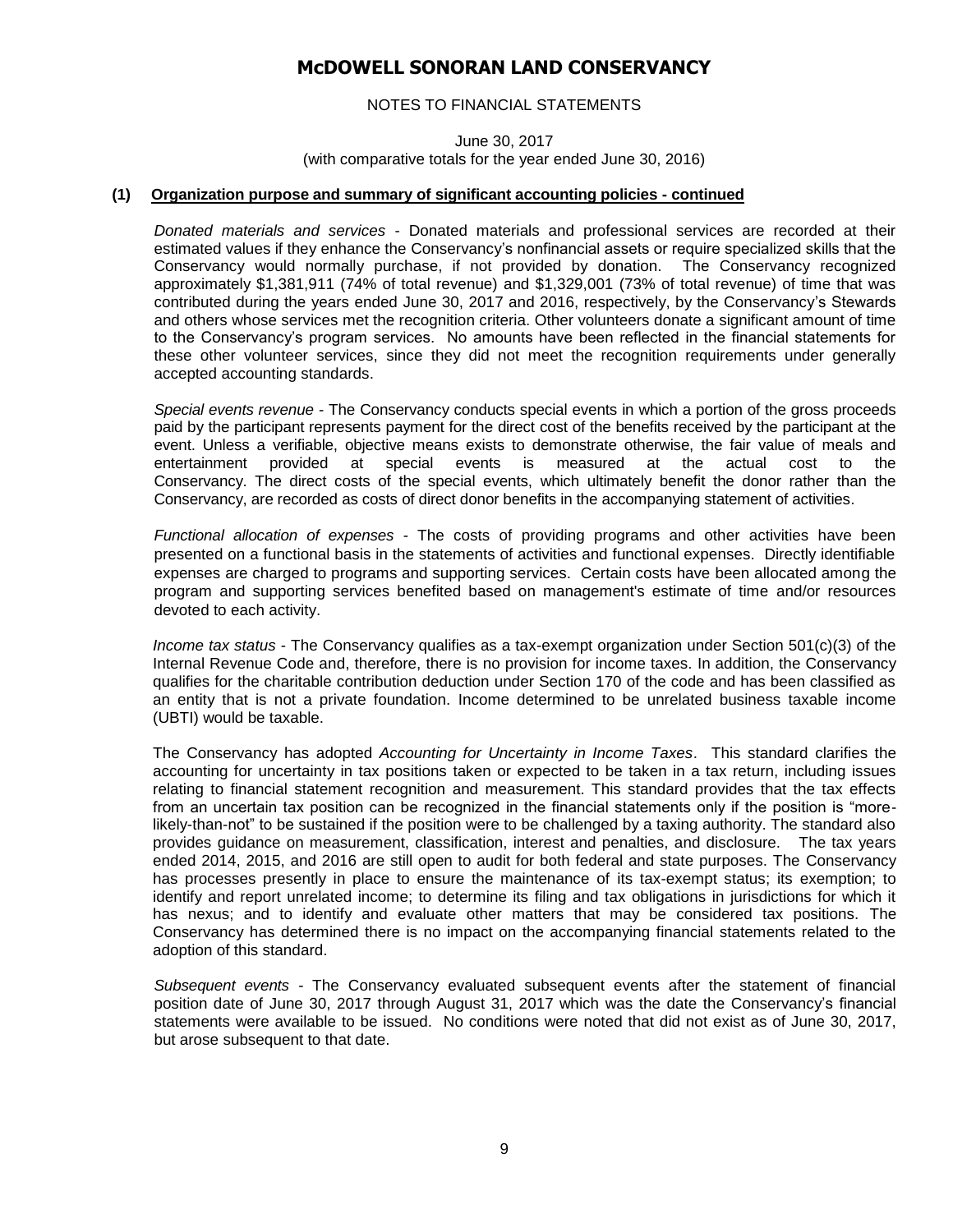# McDOWELL SONORAN LAND CONSERVANCY

NOTES TO FINANCIAL STATEMENTS

June 30, 2017
(with comparative totals for the year ended June 30, 2016)

**(1) Organization purpose and summary of significant accounting policies - continued**

*Donated materials and services* - Donated materials and professional services are recorded at their estimated values if they enhance the Conservancy's nonfinancial assets or require specialized skills that the Conservancy would normally purchase, if not provided by donation. The Conservancy recognized approximately $1,381,911 (74% of total revenue) and $1,329,001 (73% of total revenue) of time that was contributed during the years ended June 30, 2017 and 2016, respectively, by the Conservancy's Stewards and others whose services met the recognition criteria. Other volunteers donate a significant amount of time to the Conservancy's program services. No amounts have been reflected in the financial statements for these other volunteer services, since they did not meet the recognition requirements under generally accepted accounting standards.

*Special events revenue* - The Conservancy conducts special events in which a portion of the gross proceeds paid by the participant represents payment for the direct cost of the benefits received by the participant at the event. Unless a verifiable, objective means exists to demonstrate otherwise, the fair value of meals and entertainment provided at special events is measured at the actual cost to the Conservancy. The direct costs of the special events, which ultimately benefit the donor rather than the Conservancy, are recorded as costs of direct donor benefits in the accompanying statement of activities.

*Functional allocation of expenses* - The costs of providing programs and other activities have been presented on a functional basis in the statements of activities and functional expenses. Directly identifiable expenses are charged to programs and supporting services. Certain costs have been allocated among the program and supporting services benefited based on management's estimate of time and/or resources devoted to each activity.

*Income tax status* - The Conservancy qualifies as a tax-exempt organization under Section 501(c)(3) of the Internal Revenue Code and, therefore, there is no provision for income taxes. In addition, the Conservancy qualifies for the charitable contribution deduction under Section 170 of the code and has been classified as an entity that is not a private foundation. Income determined to be unrelated business taxable income (UBTI) would be taxable.

The Conservancy has adopted *Accounting for Uncertainty in Income Taxes*. This standard clarifies the accounting for uncertainty in tax positions taken or expected to be taken in a tax return, including issues relating to financial statement recognition and measurement. This standard provides that the tax effects from an uncertain tax position can be recognized in the financial statements only if the position is "more-likely-than-not" to be sustained if the position were to be challenged by a taxing authority. The standard also provides guidance on measurement, classification, interest and penalties, and disclosure. The tax years ended 2014, 2015, and 2016 are still open to audit for both federal and state purposes. The Conservancy has processes presently in place to ensure the maintenance of its tax-exempt status; its exemption; to identify and report unrelated income; to determine its filing and tax obligations in jurisdictions for which it has nexus; and to identify and evaluate other matters that may be considered tax positions. The Conservancy has determined there is no impact on the accompanying financial statements related to the adoption of this standard.

*Subsequent events* - The Conservancy evaluated subsequent events after the statement of financial position date of June 30, 2017 through August 31, 2017 which was the date the Conservancy's financial statements were available to be issued. No conditions were noted that did not exist as of June 30, 2017, but arose subsequent to that date.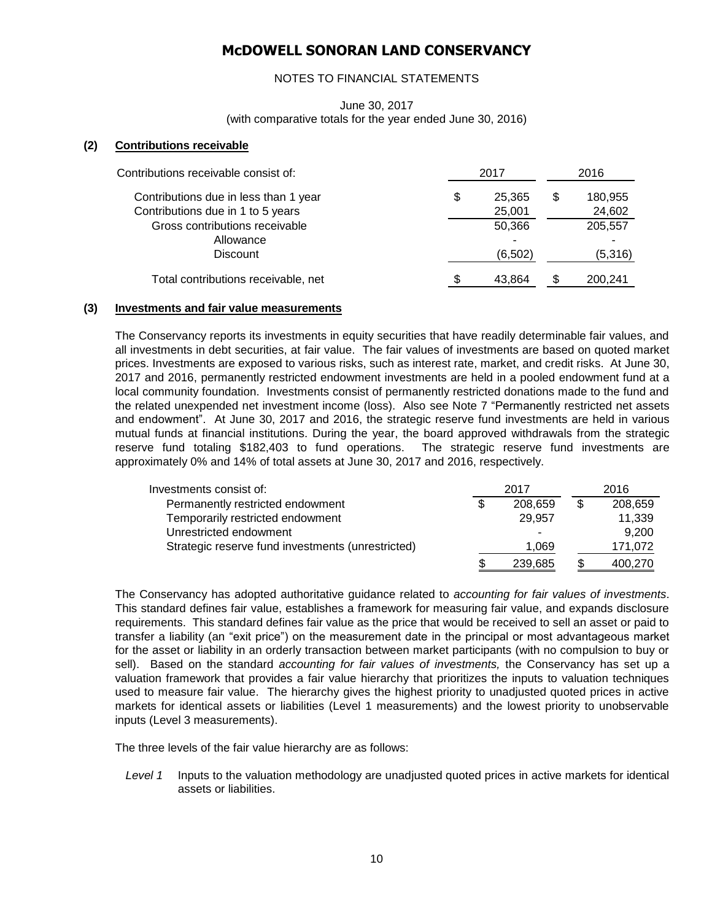# McDOWELL SONORAN LAND CONSERVANCY

NOTES TO FINANCIAL STATEMENTS

June 30, 2017
(with comparative totals for the year ended June 30, 2016)

## (2) Contributions receivable

| Contributions receivable consist of: | 2017 | 2016 |
|---|---|---|
| Contributions due in less than 1 year | $ 25,365 | $ 180,955 |
| Contributions due in 1 to 5 years | 25,001 | 24,602 |
| Gross contributions receivable | 50,366 | 205,557 |
| Allowance | - | - |
| Discount | (6,502) | (5,316) |
| Total contributions receivable, net | $ 43,864 | $ 200,241 |

## (3) Investments and fair value measurements

The Conservancy reports its investments in equity securities that have readily determinable fair values, and all investments in debt securities, at fair value. The fair values of investments are based on quoted market prices. Investments are exposed to various risks, such as interest rate, market, and credit risks. At June 30, 2017 and 2016, permanently restricted endowment investments are held in a pooled endowment fund at a local community foundation. Investments consist of permanently restricted donations made to the fund and the related unexpended net investment income (loss). Also see Note 7 "Permanently restricted net assets and endowment". At June 30, 2017 and 2016, the strategic reserve fund investments are held in various mutual funds at financial institutions. During the year, the board approved withdrawals from the strategic reserve fund totaling $182,403 to fund operations. The strategic reserve fund investments are approximately 0% and 14% of total assets at June 30, 2017 and 2016, respectively.

| Investments consist of: | 2017 | 2016 |
|---|---|---|
| Permanently restricted endowment | $ 208,659 | $ 208,659 |
| Temporarily restricted endowment | 29,957 | 11,339 |
| Unrestricted endowment | - | 9,200 |
| Strategic reserve fund investments (unrestricted) | 1,069 | 171,072 |
| | $ 239,685 | $ 400,270 |

The Conservancy has adopted authoritative guidance related to *accounting for fair values of investments*. This standard defines fair value, establishes a framework for measuring fair value, and expands disclosure requirements. This standard defines fair value as the price that would be received to sell an asset or paid to transfer a liability (an "exit price") on the measurement date in the principal or most advantageous market for the asset or liability in an orderly transaction between market participants (with no compulsion to buy or sell). Based on the standard *accounting for fair values of investments,* the Conservancy has set up a valuation framework that provides a fair value hierarchy that prioritizes the inputs to valuation techniques used to measure fair value. The hierarchy gives the highest priority to unadjusted quoted prices in active markets for identical assets or liabilities (Level 1 measurements) and the lowest priority to unobservable inputs (Level 3 measurements).

The three levels of the fair value hierarchy are as follows:

*Level 1* Inputs to the valuation methodology are unadjusted quoted prices in active markets for identical assets or liabilities.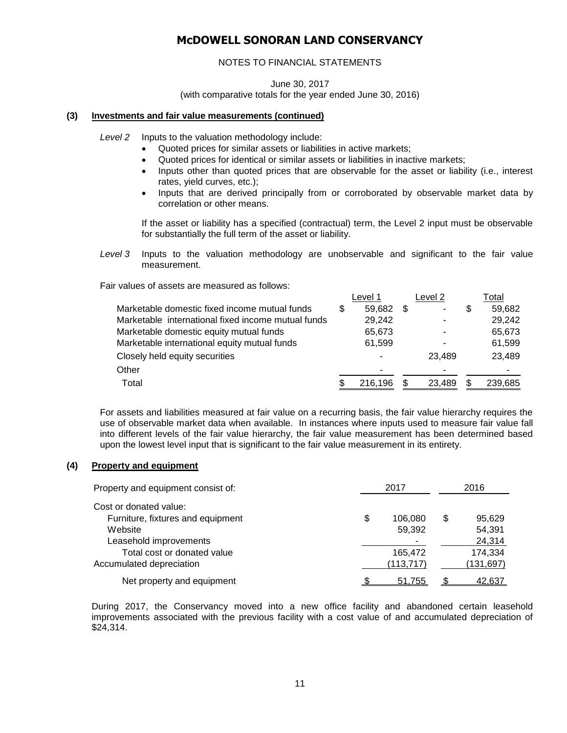# McDOWELL SONORAN LAND CONSERVANCY

NOTES TO FINANCIAL STATEMENTS

June 30, 2017
(with comparative totals for the year ended June 30, 2016)

**(3) Investments and fair value measurements (continued)**

*Level 2* Inputs to the valuation methodology include:

- Quoted prices for similar assets or liabilities in active markets;
- Quoted prices for identical or similar assets or liabilities in inactive markets;
- Inputs other than quoted prices that are observable for the asset or liability (i.e., interest rates, yield curves, etc.);
- Inputs that are derived principally from or corroborated by observable market data by correlation or other means.

If the asset or liability has a specified (contractual) term, the Level 2 input must be observable for substantially the full term of the asset or liability.

*Level 3* Inputs to the valuation methodology are unobservable and significant to the fair value measurement.

Fair values of assets are measured as follows:

| | Level 1 | Level 2 | Total |
|---|---|---|---|
| Marketable domestic fixed income mutual funds | $ 59,682 | $ - | $ 59,682 |
| Marketable international fixed income mutual funds | 29,242 | - | 29,242 |
| Marketable domestic equity mutual funds | 65,673 | - | 65,673 |
| Marketable international equity mutual funds | 61,599 | - | 61,599 |
| Closely held equity securities | - | 23,489 | 23,489 |
| Other | - | - | - |
| Total | $ 216,196 | $ 23,489 | $ 239,685 |

For assets and liabilities measured at fair value on a recurring basis, the fair value hierarchy requires the use of observable market data when available. In instances where inputs used to measure fair value fall into different levels of the fair value hierarchy, the fair value measurement has been determined based upon the lowest level input that is significant to the fair value measurement in its entirety.

**(4) Property and equipment**

| Property and equipment consist of: | 2017 | 2016 |
|---|---|---|
| Cost or donated value: | | |
| Furniture, fixtures and equipment | $ 106,080 | $ 95,629 |
| Website | 59,392 | 54,391 |
| Leasehold improvements | - | 24,314 |
| Total cost or donated value | 165,472 | 174,334 |
| Accumulated depreciation | (113,717) | (131,697) |
| Net property and equipment | $ 51,755 | $ 42,637 |

During 2017, the Conservancy moved into a new office facility and abandoned certain leasehold improvements associated with the previous facility with a cost value of and accumulated depreciation of $24,314.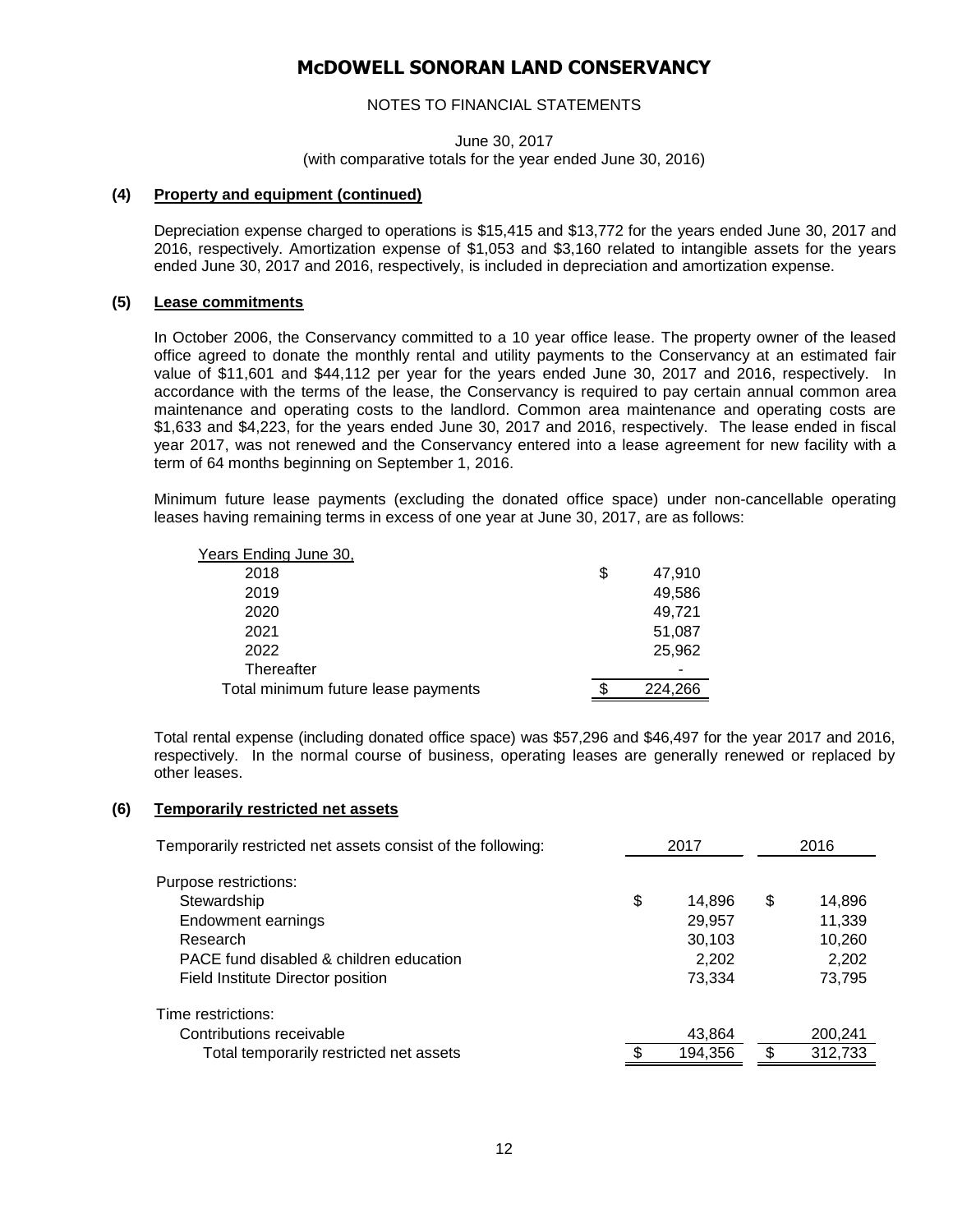# McDOWELL SONORAN LAND CONSERVANCY

NOTES TO FINANCIAL STATEMENTS

June 30, 2017
(with comparative totals for the year ended June 30, 2016)

### (4) Property and equipment (continued)

Depreciation expense charged to operations is $15,415 and $13,772 for the years ended June 30, 2017 and 2016, respectively. Amortization expense of $1,053 and $3,160 related to intangible assets for the years ended June 30, 2017 and 2016, respectively, is included in depreciation and amortization expense.

### (5) Lease commitments

In October 2006, the Conservancy committed to a 10 year office lease. The property owner of the leased office agreed to donate the monthly rental and utility payments to the Conservancy at an estimated fair value of $11,601 and $44,112 per year for the years ended June 30, 2017 and 2016, respectively. In accordance with the terms of the lease, the Conservancy is required to pay certain annual common area maintenance and operating costs to the landlord. Common area maintenance and operating costs are $1,633 and $4,223, for the years ended June 30, 2017 and 2016, respectively. The lease ended in fiscal year 2017, was not renewed and the Conservancy entered into a lease agreement for new facility with a term of 64 months beginning on September 1, 2016.

Minimum future lease payments (excluding the donated office space) under non-cancellable operating leases having remaining terms in excess of one year at June 30, 2017, are as follows:

| Years Ending June 30, | |
|---|---|
| 2018 | $ 47,910 |
| 2019 | 49,586 |
| 2020 | 49,721 |
| 2021 | 51,087 |
| 2022 | 25,962 |
| Thereafter | - |
| Total minimum future lease payments | $ 224,266 |

Total rental expense (including donated office space) was $57,296 and $46,497 for the year 2017 and 2016, respectively. In the normal course of business, operating leases are generally renewed or replaced by other leases.

### (6) Temporarily restricted net assets

| Temporarily restricted net assets consist of the following: | 2017 | 2016 |
|---|---|---|
| Purpose restrictions: | | |
| Stewardship | $ 14,896 | $ 14,896 |
| Endowment earnings | 29,957 | 11,339 |
| Research | 30,103 | 10,260 |
| PACE fund disabled & children education | 2,202 | 2,202 |
| Field Institute Director position | 73,334 | 73,795 |
| Time restrictions: | | |
| Contributions receivable | 43,864 | 200,241 |
| Total temporarily restricted net assets | $ 194,356 | $ 312,733 |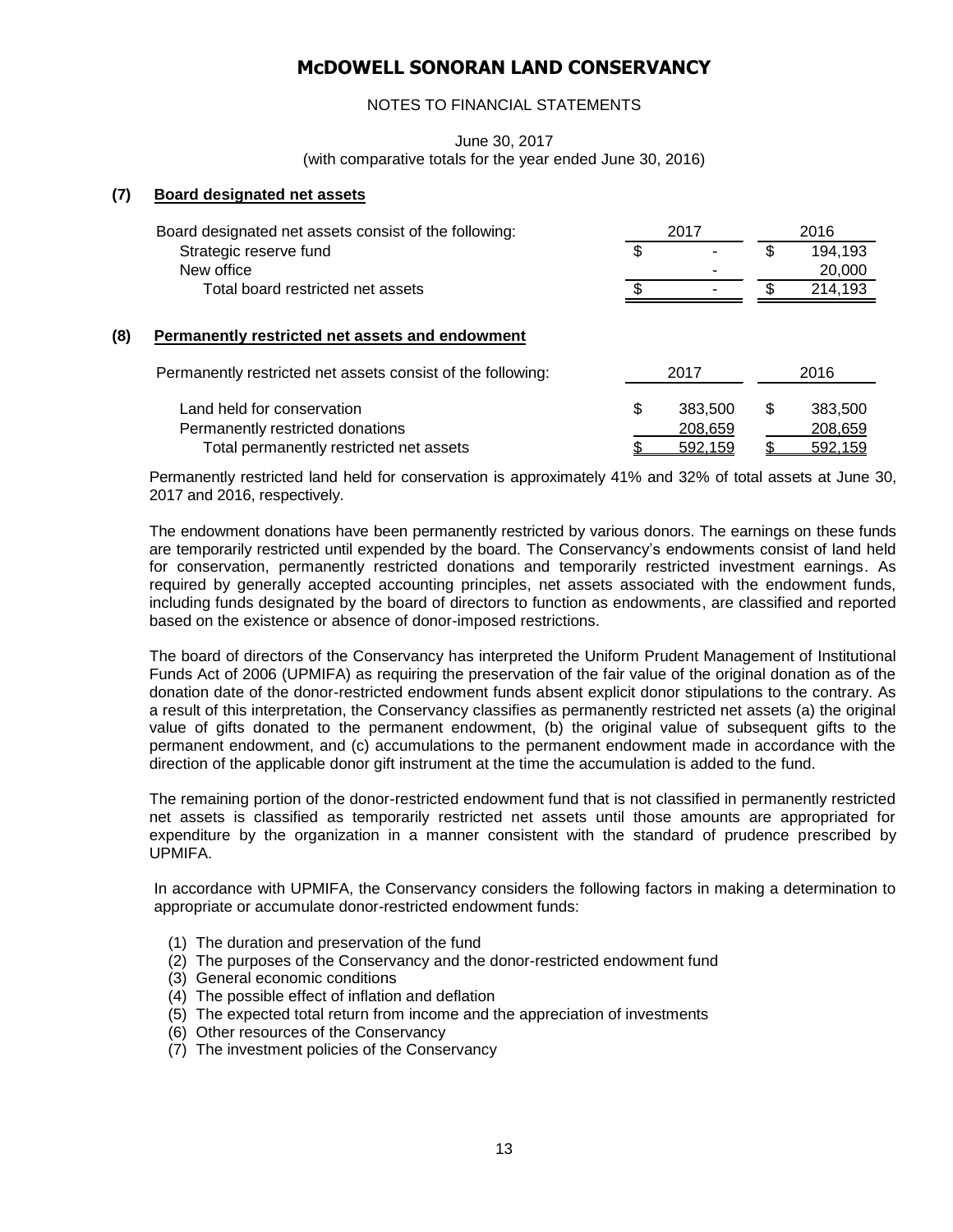# McDOWELL SONORAN LAND CONSERVANCY

NOTES TO FINANCIAL STATEMENTS

June 30, 2017
(with comparative totals for the year ended June 30, 2016)

## (7) Board designated net assets

| Board designated net assets consist of the following: | 2017 | 2016 |
|---|---|---|
| Strategic reserve fund | $ - | $ 194,193 |
| New office | - | 20,000 |
| Total board restricted net assets | $ - | $ 214,193 |

## (8) Permanently restricted net assets and endowment

| Permanently restricted net assets consist of the following: | 2017 | 2016 |
|---|---|---|
| Land held for conservation | $ 383,500 | $ 383,500 |
| Permanently restricted donations | 208,659 | 208,659 |
| Total permanently restricted net assets | $ 592,159 | $ 592,159 |

Permanently restricted land held for conservation is approximately 41% and 32% of total assets at June 30, 2017 and 2016, respectively.

The endowment donations have been permanently restricted by various donors. The earnings on these funds are temporarily restricted until expended by the board. The Conservancy's endowments consist of land held for conservation, permanently restricted donations and temporarily restricted investment earnings. As required by generally accepted accounting principles, net assets associated with the endowment funds, including funds designated by the board of directors to function as endowments, are classified and reported based on the existence or absence of donor-imposed restrictions.

The board of directors of the Conservancy has interpreted the Uniform Prudent Management of Institutional Funds Act of 2006 (UPMIFA) as requiring the preservation of the fair value of the original donation as of the donation date of the donor-restricted endowment funds absent explicit donor stipulations to the contrary. As a result of this interpretation, the Conservancy classifies as permanently restricted net assets (a) the original value of gifts donated to the permanent endowment, (b) the original value of subsequent gifts to the permanent endowment, and (c) accumulations to the permanent endowment made in accordance with the direction of the applicable donor gift instrument at the time the accumulation is added to the fund.

The remaining portion of the donor-restricted endowment fund that is not classified in permanently restricted net assets is classified as temporarily restricted net assets until those amounts are appropriated for expenditure by the organization in a manner consistent with the standard of prudence prescribed by UPMIFA.

In accordance with UPMIFA, the Conservancy considers the following factors in making a determination to appropriate or accumulate donor-restricted endowment funds:

(1) The duration and preservation of the fund
(2) The purposes of the Conservancy and the donor-restricted endowment fund
(3) General economic conditions
(4) The possible effect of inflation and deflation
(5) The expected total return from income and the appreciation of investments
(6) Other resources of the Conservancy
(7) The investment policies of the Conservancy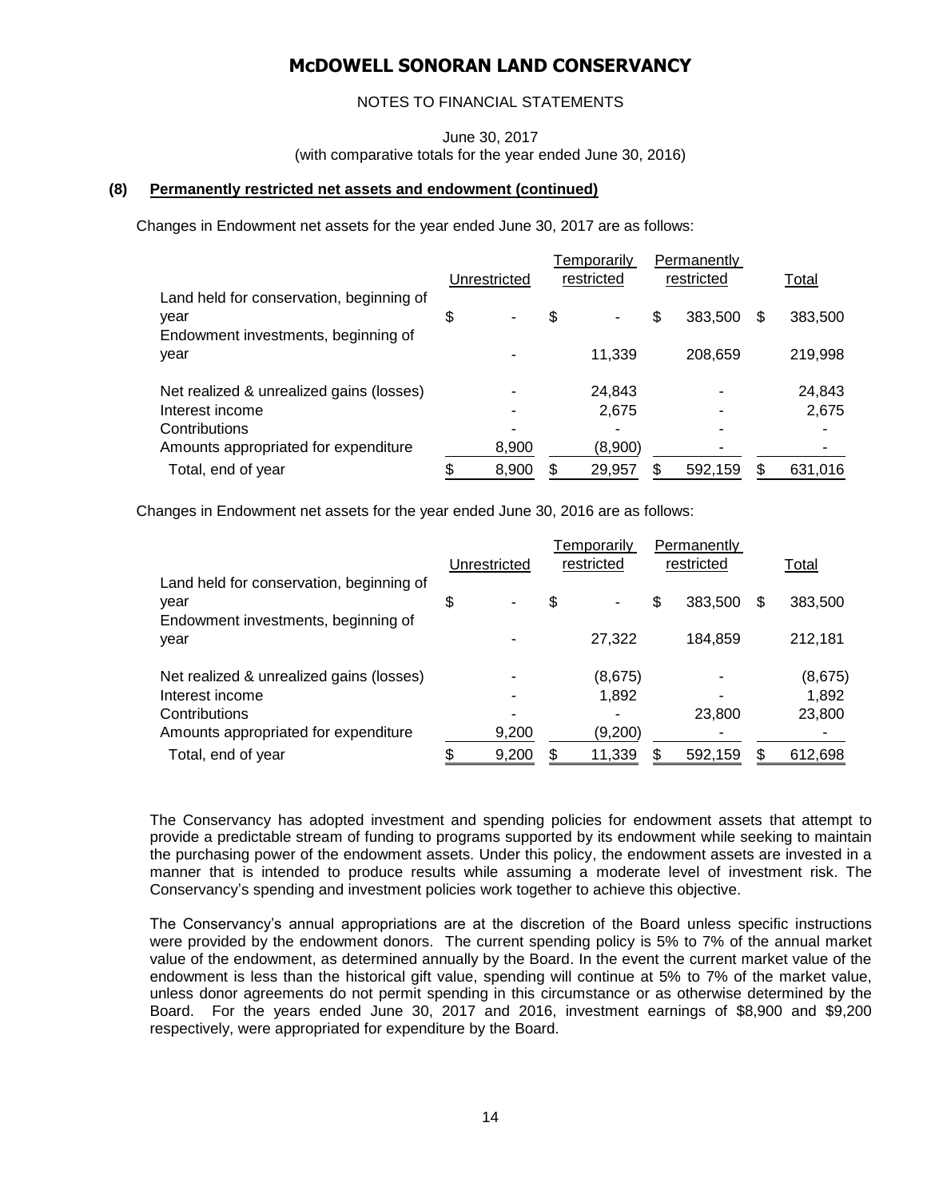# McDOWELL SONORAN LAND CONSERVANCY

NOTES TO FINANCIAL STATEMENTS

June 30, 2017
(with comparative totals for the year ended June 30, 2016)

### (8) Permanently restricted net assets and endowment (continued)

Changes in Endowment net assets for the year ended June 30, 2017 are as follows:

| | Unrestricted | Temporarily restricted | Permanently restricted | Total |
|---|---|---|---|---|
| Land held for conservation, beginning of year | $ - | $ - | $ 383,500 | $ 383,500 |
| Endowment investments, beginning of year | - | 11,339 | 208,659 | 219,998 |
| Net realized & unrealized gains (losses) | - | 24,843 | - | 24,843 |
| Interest income | - | 2,675 | - | 2,675 |
| Contributions | - | - | - | - |
| Amounts appropriated for expenditure | 8,900 | (8,900) | - | - |
| Total, end of year | $ 8,900 | $ 29,957 | $ 592,159 | $ 631,016 |

Changes in Endowment net assets for the year ended June 30, 2016 are as follows:

| | Unrestricted | Temporarily restricted | Permanently restricted | Total |
|---|---|---|---|---|
| Land held for conservation, beginning of year | $ - | $ - | $ 383,500 | $ 383,500 |
| Endowment investments, beginning of year | - | 27,322 | 184,859 | 212,181 |
| Net realized & unrealized gains (losses) | - | (8,675) | - | (8,675) |
| Interest income | - | 1,892 | - | 1,892 |
| Contributions | - | - | 23,800 | 23,800 |
| Amounts appropriated for expenditure | 9,200 | (9,200) | - | - |
| Total, end of year | $ 9,200 | $ 11,339 | $ 592,159 | $ 612,698 |

The Conservancy has adopted investment and spending policies for endowment assets that attempt to provide a predictable stream of funding to programs supported by its endowment while seeking to maintain the purchasing power of the endowment assets. Under this policy, the endowment assets are invested in a manner that is intended to produce results while assuming a moderate level of investment risk. The Conservancy's spending and investment policies work together to achieve this objective.

The Conservancy's annual appropriations are at the discretion of the Board unless specific instructions were provided by the endowment donors. The current spending policy is 5% to 7% of the annual market value of the endowment, as determined annually by the Board. In the event the current market value of the endowment is less than the historical gift value, spending will continue at 5% to 7% of the market value, unless donor agreements do not permit spending in this circumstance or as otherwise determined by the Board. For the years ended June 30, 2017 and 2016, investment earnings of $8,900 and $9,200 respectively, were appropriated for expenditure by the Board.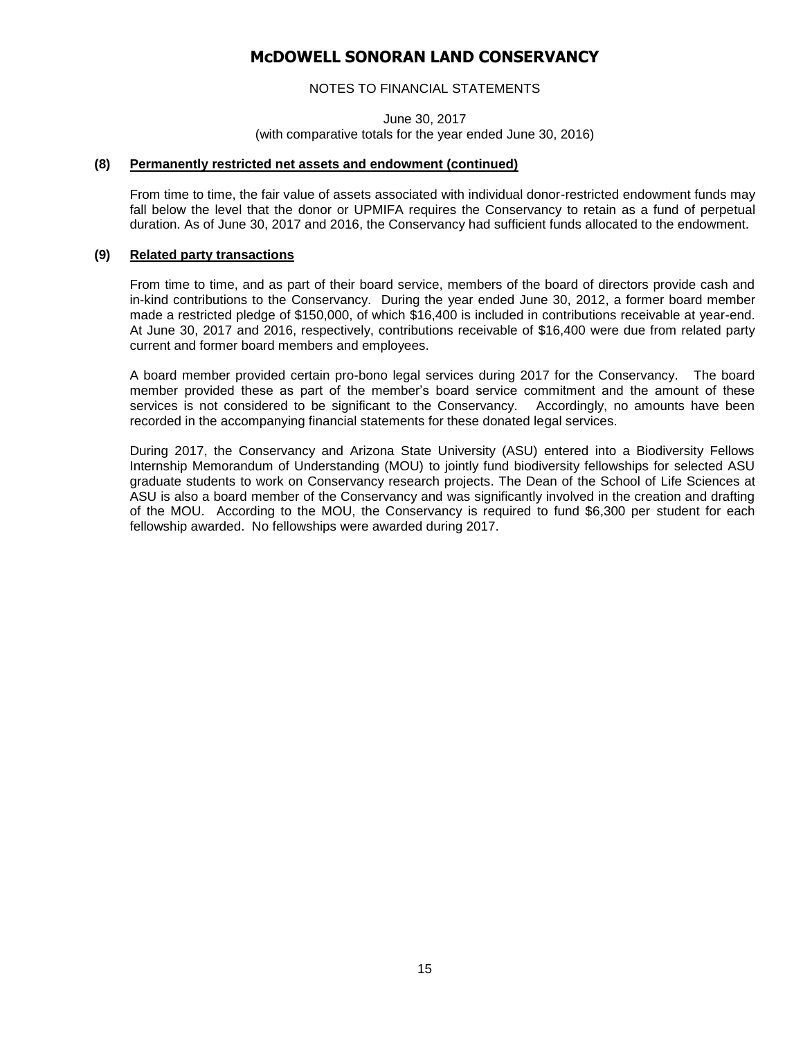# McDOWELL SONORAN LAND CONSERVANCY

NOTES TO FINANCIAL STATEMENTS

June 30, 2017
(with comparative totals for the year ended June 30, 2016)

## (8) Permanently restricted net assets and endowment (continued)

From time to time, the fair value of assets associated with individual donor-restricted endowment funds may fall below the level that the donor or UPMIFA requires the Conservancy to retain as a fund of perpetual duration. As of June 30, 2017 and 2016, the Conservancy had sufficient funds allocated to the endowment.

## (9) Related party transactions

From time to time, and as part of their board service, members of the board of directors provide cash and in-kind contributions to the Conservancy. During the year ended June 30, 2012, a former board member made a restricted pledge of \$150,000, of which \$16,400 is included in contributions receivable at year-end. At June 30, 2017 and 2016, respectively, contributions receivable of \$16,400 were due from related party current and former board members and employees.

A board member provided certain pro-bono legal services during 2017 for the Conservancy. The board member provided these as part of the member's board service commitment and the amount of these services is not considered to be significant to the Conservancy. Accordingly, no amounts have been recorded in the accompanying financial statements for these donated legal services.

During 2017, the Conservancy and Arizona State University (ASU) entered into a Biodiversity Fellows Internship Memorandum of Understanding (MOU) to jointly fund biodiversity fellowships for selected ASU graduate students to work on Conservancy research projects. The Dean of the School of Life Sciences at ASU is also a board member of the Conservancy and was significantly involved in the creation and drafting of the MOU. According to the MOU, the Conservancy is required to fund \$6,300 per student for each fellowship awarded. No fellowships were awarded during 2017.